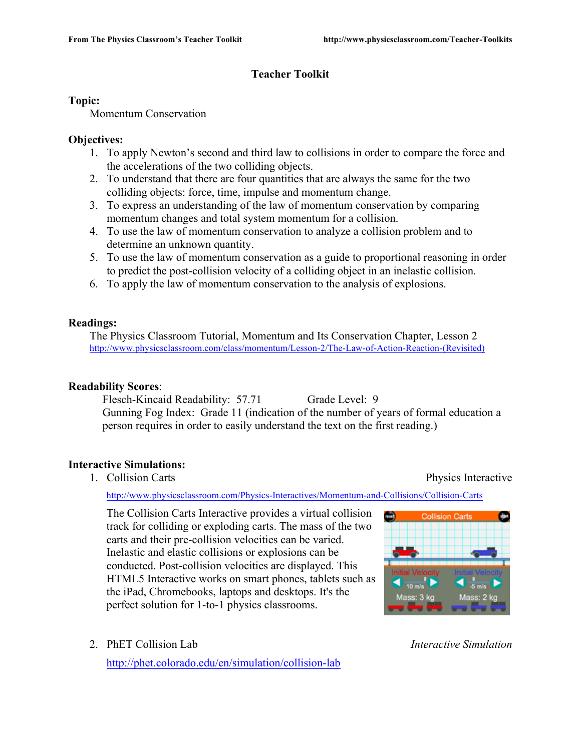# Teacher Toolkit

**Topic:**

Momentum Conservation

**Objectives:**

1. To apply Newton's second and third law to collisions in order to compare the force and the accelerations of the two colliding objects.
2. To understand that there are four quantities that are always the same for the two colliding objects: force, time, impulse and momentum change.
3. To express an understanding of the law of momentum conservation by comparing momentum changes and total system momentum for a collision.
4. To use the law of momentum conservation to analyze a collision problem and to determine an unknown quantity.
5. To use the law of momentum conservation as a guide to proportional reasoning in order to predict the post-collision velocity of a colliding object in an inelastic collision.
6. To apply the law of momentum conservation to the analysis of explosions.

**Readings:**

The Physics Classroom Tutorial, Momentum and Its Conservation Chapter, Lesson 2
http://www.physicsclassroom.com/class/momentum/Lesson-2/The-Law-of-Action-Reaction-(Revisited)

**Readability Scores**:

Flesch-Kincaid Readability: 57.71 Grade Level: 9
Gunning Fog Index: Grade 11 (indication of the number of years of formal education a person requires in order to easily understand the text on the first reading.)

**Interactive Simulations:**

1. Collision Carts — Physics Interactive

   http://www.physicsclassroom.com/Physics-Interactives/Momentum-and-Collisions/Collision-Carts

   The Collision Carts Interactive provides a virtual collision track for colliding or exploding carts. The mass of the two carts and their pre-collision velocities can be varied. Inelastic and elastic collisions or explosions can be conducted. Post-collision velocities are displayed. This HTML5 Interactive works on smart phones, tablets such as the iPad, Chromebooks, laptops and desktops. It's the perfect solution for 1-to-1 physics classrooms.

2. PhET Collision Lab — *Interactive Simulation*

   http://phet.colorado.edu/en/simulation/collision-lab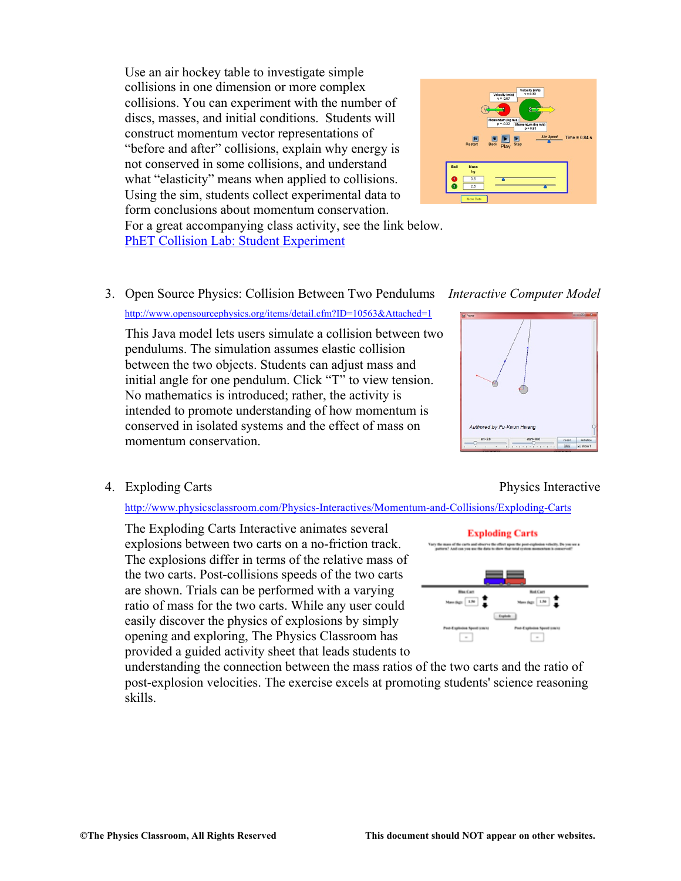Use an air hockey table to investigate simple collisions in one dimension or more complex collisions. You can experiment with the number of discs, masses, and initial conditions. Students will construct momentum vector representations of "before and after" collisions, explain why energy is not conserved in some collisions, and understand what "elasticity" means when applied to collisions. Using the sim, students collect experimental data to form conclusions about momentum conservation. For a great accompanying class activity, see the link below.

[PhET Collision Lab: Student Experiment]

3. Open Source Physics: Collision Between Two Pendulums *Interactive Computer Model*

   http://www.opensourcephysics.org/items/detail.cfm?ID=10563&Attached=1

   This Java model lets users simulate a collision between two pendulums. The simulation assumes elastic collision between the two objects. Students can adjust mass and initial angle for one pendulum. Click "T" to view tension. No mathematics is introduced; rather, the activity is intended to promote understanding of how momentum is conserved in isolated systems and the effect of mass on momentum conservation.

4. Exploding Carts Physics Interactive

   http://www.physicsclassroom.com/Physics-Interactives/Momentum-and-Collisions/Exploding-Carts

   The Exploding Carts Interactive animates several explosions between two carts on a no-friction track. The explosions differ in terms of the relative mass of the two carts. Post-collisions speeds of the two carts are shown. Trials can be performed with a varying ratio of mass for the two carts. While any user could easily discover the physics of explosions by simply opening and exploring, The Physics Classroom has provided a guided activity sheet that leads students to understanding the connection between the mass ratios of the two carts and the ratio of post-explosion velocities. The exercise excels at promoting students' science reasoning skills.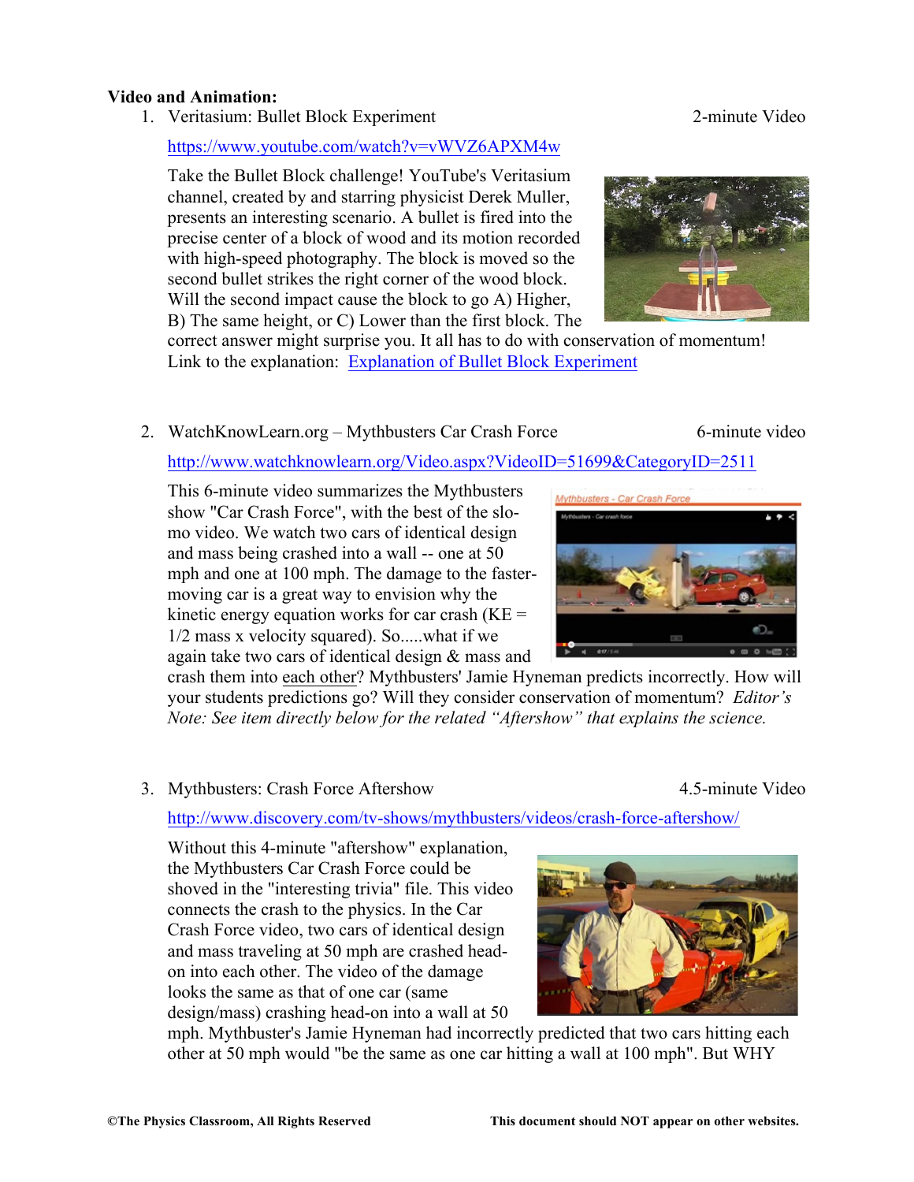**Video and Animation:**

1. Veritasium: Bullet Block Experiment — 2-minute Video

   https://www.youtube.com/watch?v=vWVZ6APXM4w

   Take the Bullet Block challenge! YouTube's Veritasium channel, created by and starring physicist Derek Muller, presents an interesting scenario. A bullet is fired into the precise center of a block of wood and its motion recorded with high-speed photography. The block is moved so the second bullet strikes the right corner of the wood block. Will the second impact cause the block to go A) Higher, B) The same height, or C) Lower than the first block. The correct answer might surprise you. It all has to do with conservation of momentum! Link to the explanation: Explanation of Bullet Block Experiment

2. WatchKnowLearn.org – Mythbusters Car Crash Force — 6-minute video

   http://www.watchknowlearn.org/Video.aspx?VideoID=51699&CategoryID=2511

   This 6-minute video summarizes the Mythbusters show "Car Crash Force", with the best of the slo-mo video. We watch two cars of identical design and mass being crashed into a wall -- one at 50 mph and one at 100 mph. The damage to the faster-moving car is a great way to envision why the kinetic energy equation works for car crash (KE = 1/2 mass x velocity squared). So.....what if we again take two cars of identical design & mass and crash them into each other? Mythbusters' Jamie Hyneman predicts incorrectly. How will your students predictions go? Will they consider conservation of momentum? *Editor's Note: See item directly below for the related "Aftershow" that explains the science.*

3. Mythbusters: Crash Force Aftershow — 4.5-minute Video

   http://www.discovery.com/tv-shows/mythbusters/videos/crash-force-aftershow/

   Without this 4-minute "aftershow" explanation, the Mythbusters Car Crash Force could be shoved in the "interesting trivia" file. This video connects the crash to the physics. In the Car Crash Force video, two cars of identical design and mass traveling at 50 mph are crashed head-on into each other. The video of the damage looks the same as that of one car (same design/mass) crashing head-on into a wall at 50 mph. Mythbuster's Jamie Hyneman had incorrectly predicted that two cars hitting each other at 50 mph would "be the same as one car hitting a wall at 100 mph". But WHY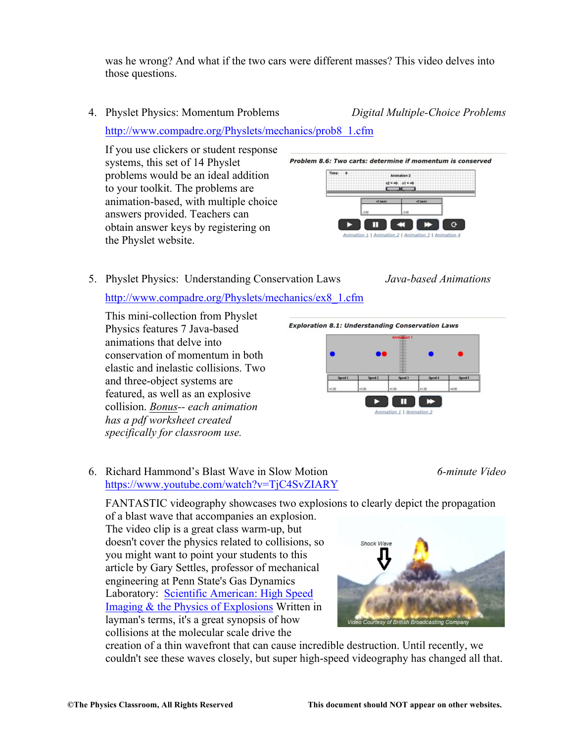was he wrong? And what if the two cars were different masses? This video delves into those questions.

4. Physlet Physics: Momentum Problems *Digital Multiple-Choice Problems*

   http://www.compadre.org/Physlets/mechanics/prob8_1.cfm

   If you use clickers or student response systems, this set of 14 Physlet problems would be an ideal addition to your toolkit. The problems are animation-based, with multiple choice answers provided. Teachers can obtain answer keys by registering on the Physlet website.

5. Physlet Physics: Understanding Conservation Laws *Java-based Animations*

   http://www.compadre.org/Physlets/mechanics/ex8_1.cfm

   This mini-collection from Physlet Physics features 7 Java-based animations that delve into conservation of momentum in both elastic and inelastic collisions. Two and three-object systems are featured, as well as an explosive collision. *Bonus-- each animation has a pdf worksheet created specifically for classroom use.*

6. Richard Hammond's Blast Wave in Slow Motion *6-minute Video*

   https://www.youtube.com/watch?v=TjC4SvZIARY

   FANTASTIC videography showcases two explosions to clearly depict the propagation of a blast wave that accompanies an explosion. The video clip is a great class warm-up, but doesn't cover the physics related to collisions, so you might want to point your students to this article by Gary Settles, professor of mechanical engineering at Penn State's Gas Dynamics Laboratory: Scientific American: High Speed Imaging & the Physics of Explosions Written in layman's terms, it's a great synopsis of how collisions at the molecular scale drive the creation of a thin wavefront that can cause incredible destruction. Until recently, we couldn't see these waves closely, but super high-speed videography has changed all that.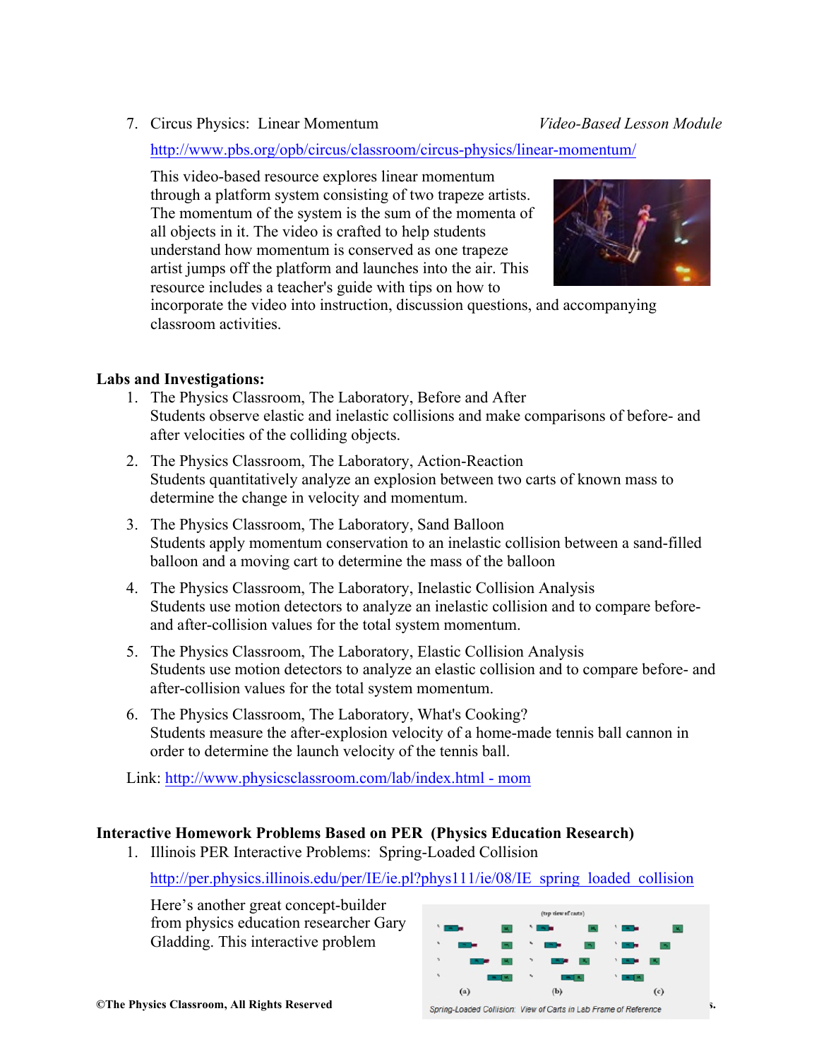7. Circus Physics: Linear Momentum *Video-Based Lesson Module*

   http://www.pbs.org/opb/circus/classroom/circus-physics/linear-momentum/

   This video-based resource explores linear momentum through a platform system consisting of two trapeze artists. The momentum of the system is the sum of the momenta of all objects in it. The video is crafted to help students understand how momentum is conserved as one trapeze artist jumps off the platform and launches into the air. This resource includes a teacher's guide with tips on how to incorporate the video into instruction, discussion questions, and accompanying classroom activities.

**Labs and Investigations:**

1. The Physics Classroom, The Laboratory, Before and After
   Students observe elastic and inelastic collisions and make comparisons of before- and after velocities of the colliding objects.
2. The Physics Classroom, The Laboratory, Action-Reaction
   Students quantitatively analyze an explosion between two carts of known mass to determine the change in velocity and momentum.
3. The Physics Classroom, The Laboratory, Sand Balloon
   Students apply momentum conservation to an inelastic collision between a sand-filled balloon and a moving cart to determine the mass of the balloon
4. The Physics Classroom, The Laboratory, Inelastic Collision Analysis
   Students use motion detectors to analyze an inelastic collision and to compare before- and after-collision values for the total system momentum.
5. The Physics Classroom, The Laboratory, Elastic Collision Analysis
   Students use motion detectors to analyze an elastic collision and to compare before- and after-collision values for the total system momentum.
6. The Physics Classroom, The Laboratory, What's Cooking?
   Students measure the after-explosion velocity of a home-made tennis ball cannon in order to determine the launch velocity of the tennis ball.

Link: http://www.physicsclassroom.com/lab/index.html - mom

**Interactive Homework Problems Based on PER (Physics Education Research)**

1. Illinois PER Interactive Problems: Spring-Loaded Collision

   http://per.physics.illinois.edu/per/IE/ie.pl?phys111/ie/08/IE_spring_loaded_collision

   Here's another great concept-builder from physics education researcher Gary Gladding. This interactive problem

Spring-Loaded Collision: View of Carts in Lab Frame of Reference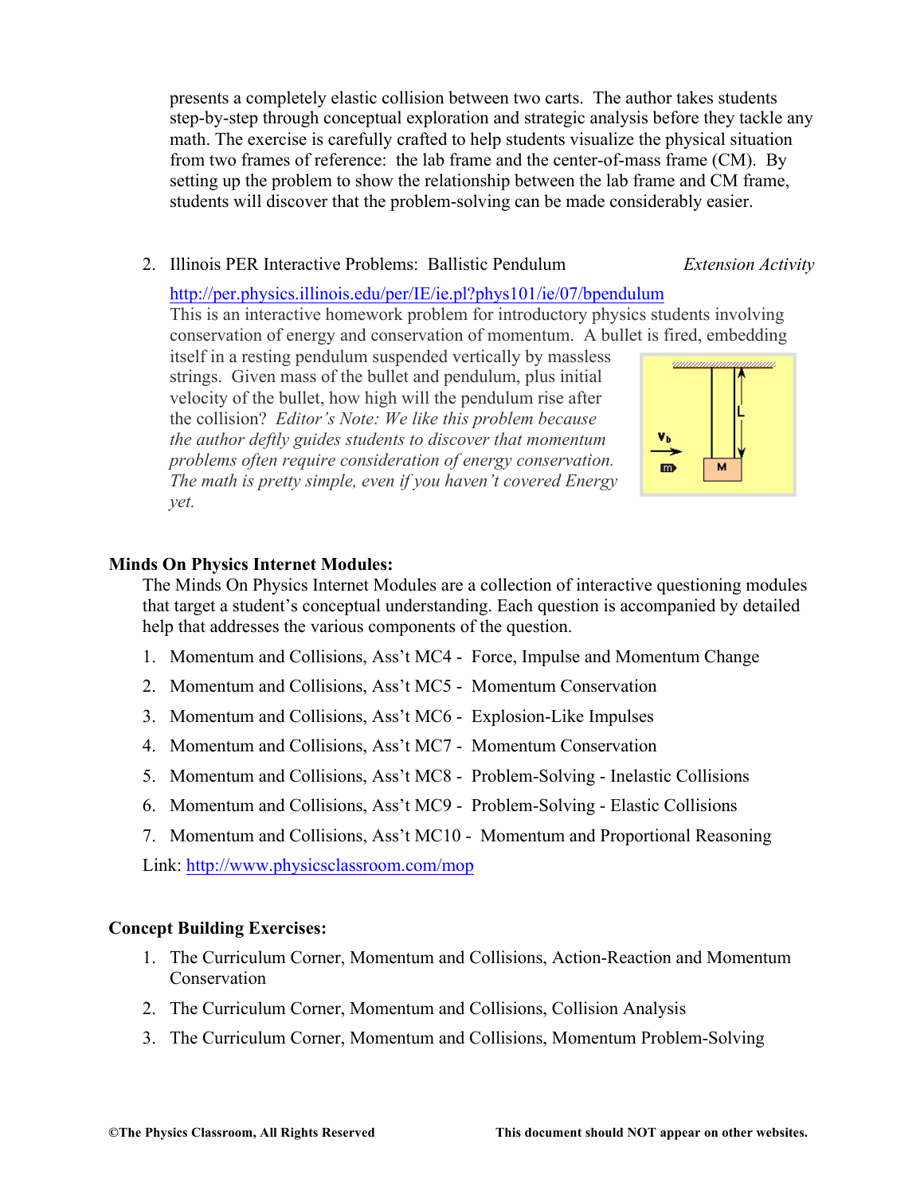presents a completely elastic collision between two carts. The author takes students step-by-step through conceptual exploration and strategic analysis before they tackle any math. The exercise is carefully crafted to help students visualize the physical situation from two frames of reference: the lab frame and the center-of-mass frame (CM). By setting up the problem to show the relationship between the lab frame and CM frame, students will discover that the problem-solving can be made considerably easier.

2. Illinois PER Interactive Problems: Ballistic Pendulum *Extension Activity*

   http://per.physics.illinois.edu/per/IE/ie.pl?phys101/ie/07/bpendulum

   This is an interactive homework problem for introductory physics students involving conservation of energy and conservation of momentum. A bullet is fired, embedding itself in a resting pendulum suspended vertically by massless strings. Given mass of the bullet and pendulum, plus initial velocity of the bullet, how high will the pendulum rise after the collision? *Editor's Note: We like this problem because the author deftly guides students to discover that momentum problems often require consideration of energy conservation. The math is pretty simple, even if you haven't covered Energy yet.*

### Minds On Physics Internet Modules:

The Minds On Physics Internet Modules are a collection of interactive questioning modules that target a student's conceptual understanding. Each question is accompanied by detailed help that addresses the various components of the question.

1. Momentum and Collisions, Ass't MC4 - Force, Impulse and Momentum Change
2. Momentum and Collisions, Ass't MC5 - Momentum Conservation
3. Momentum and Collisions, Ass't MC6 - Explosion-Like Impulses
4. Momentum and Collisions, Ass't MC7 - Momentum Conservation
5. Momentum and Collisions, Ass't MC8 - Problem-Solving - Inelastic Collisions
6. Momentum and Collisions, Ass't MC9 - Problem-Solving - Elastic Collisions
7. Momentum and Collisions, Ass't MC10 - Momentum and Proportional Reasoning

Link: http://www.physicsclassroom.com/mop

### Concept Building Exercises:

1. The Curriculum Corner, Momentum and Collisions, Action-Reaction and Momentum Conservation
2. The Curriculum Corner, Momentum and Collisions, Collision Analysis
3. The Curriculum Corner, Momentum and Collisions, Momentum Problem-Solving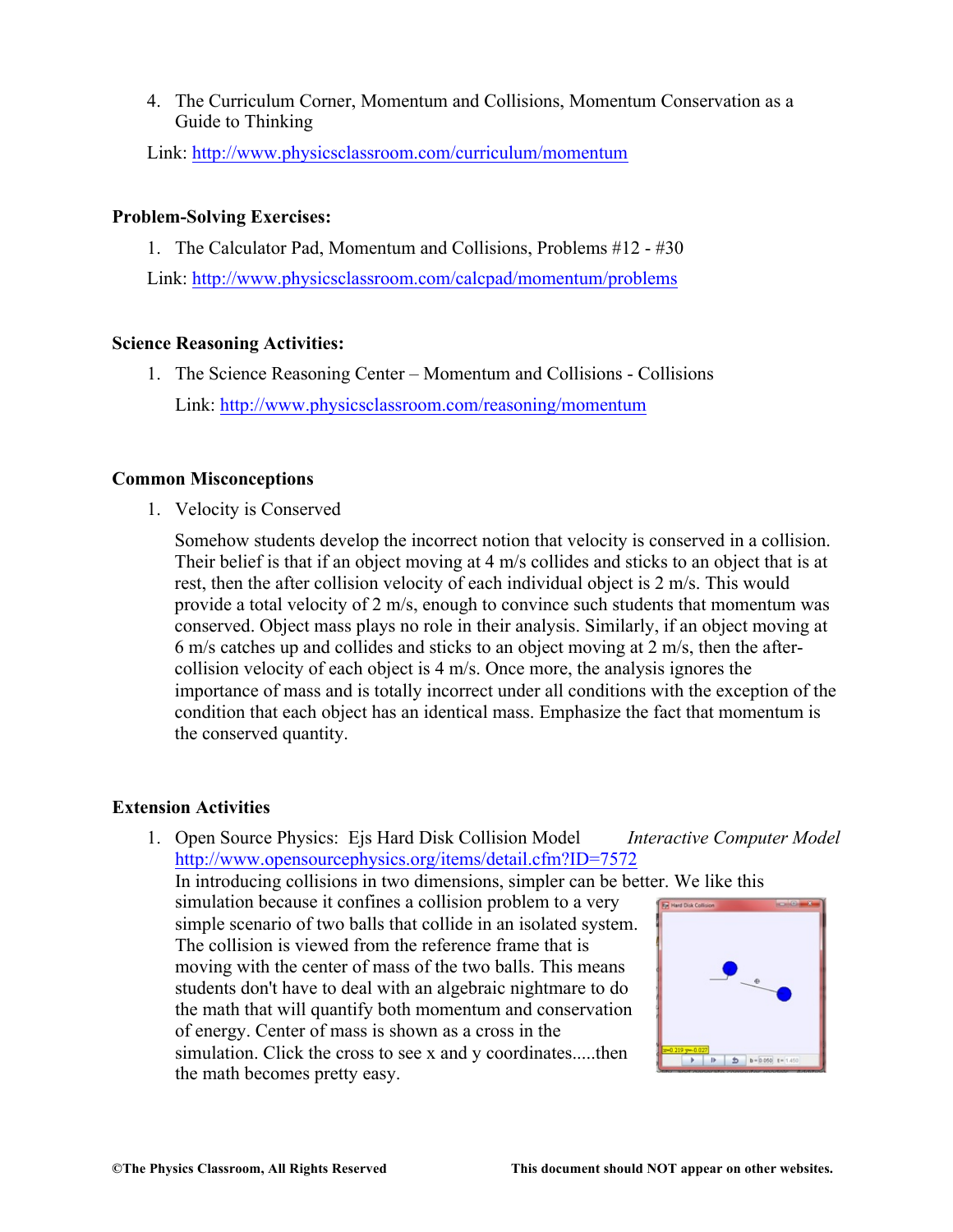4. The Curriculum Corner, Momentum and Collisions, Momentum Conservation as a Guide to Thinking

   Link: http://www.physicsclassroom.com/curriculum/momentum

**Problem-Solving Exercises:**

1. The Calculator Pad, Momentum and Collisions, Problems #12 - #30

   Link: http://www.physicsclassroom.com/calcpad/momentum/problems

**Science Reasoning Activities:**

1. The Science Reasoning Center – Momentum and Collisions - Collisions

   Link: http://www.physicsclassroom.com/reasoning/momentum

**Common Misconceptions**

1. Velocity is Conserved

   Somehow students develop the incorrect notion that velocity is conserved in a collision. Their belief is that if an object moving at 4 m/s collides and sticks to an object that is at rest, then the after collision velocity of each individual object is 2 m/s. This would provide a total velocity of 2 m/s, enough to convince such students that momentum was conserved. Object mass plays no role in their analysis. Similarly, if an object moving at 6 m/s catches up and collides and sticks to an object moving at 2 m/s, then the after-collision velocity of each object is 4 m/s. Once more, the analysis ignores the importance of mass and is totally incorrect under all conditions with the exception of the condition that each object has an identical mass. Emphasize the fact that momentum is the conserved quantity.

**Extension Activities**

1. Open Source Physics: Ejs Hard Disk Collision Model *Interactive Computer Model*
   http://www.opensourcephysics.org/items/detail.cfm?ID=7572
   In introducing collisions in two dimensions, simpler can be better. We like this simulation because it confines a collision problem to a very simple scenario of two balls that collide in an isolated system. The collision is viewed from the reference frame that is moving with the center of mass of the two balls. This means students don't have to deal with an algebraic nightmare to do the math that will quantify both momentum and conservation of energy. Center of mass is shown as a cross in the simulation. Click the cross to see x and y coordinates.....then the math becomes pretty easy.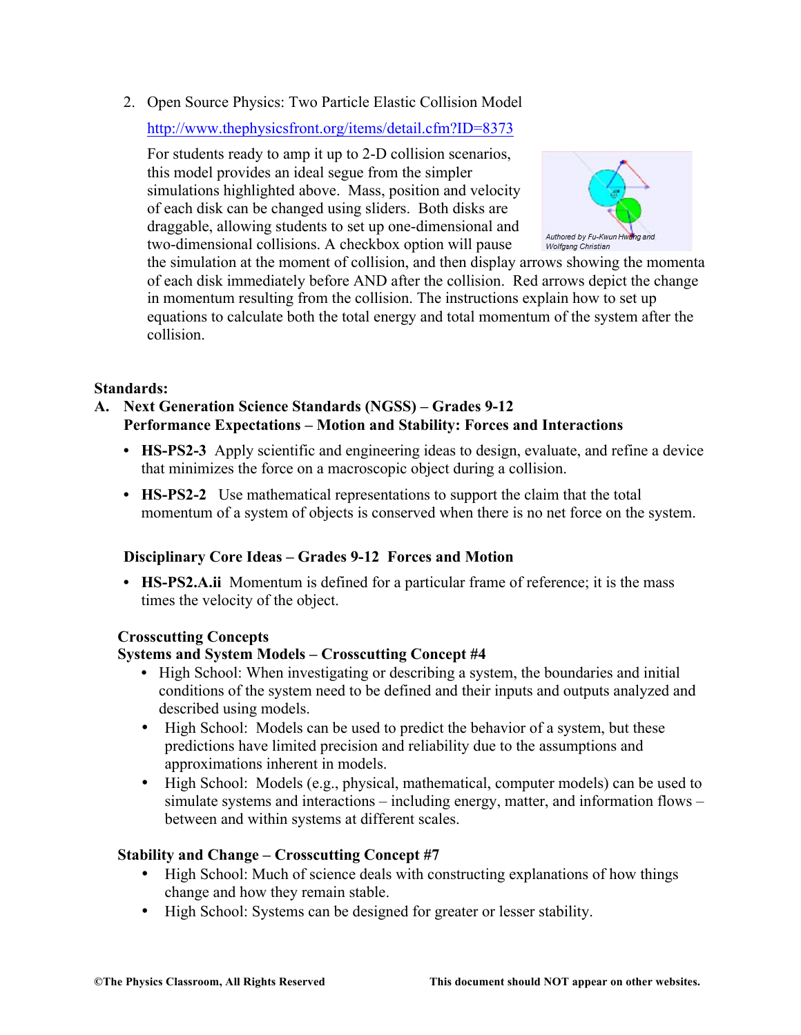2. Open Source Physics: Two Particle Elastic Collision Model

   http://www.thephysicsfront.org/items/detail.cfm?ID=8373

   For students ready to amp it up to 2-D collision scenarios, this model provides an ideal segue from the simpler simulations highlighted above. Mass, position and velocity of each disk can be changed using sliders. Both disks are draggable, allowing students to set up one-dimensional and two-dimensional collisions. A checkbox option will pause the simulation at the moment of collision, and then display arrows showing the momenta of each disk immediately before AND after the collision. Red arrows depict the change in momentum resulting from the collision. The instructions explain how to set up equations to calculate both the total energy and total momentum of the system after the collision.

   *Authored by Fu-Kwun Hwang and Wolfgang Christian*

**Standards:**

**A. Next Generation Science Standards (NGSS) – Grades 9-12**
**Performance Expectations – Motion and Stability: Forces and Interactions**

- **HS-PS2-3** Apply scientific and engineering ideas to design, evaluate, and refine a device that minimizes the force on a macroscopic object during a collision.
- **HS-PS2-2** Use mathematical representations to support the claim that the total momentum of a system of objects is conserved when there is no net force on the system.

**Disciplinary Core Ideas – Grades 9-12 Forces and Motion**

- **HS-PS2.A.ii** Momentum is defined for a particular frame of reference; it is the mass times the velocity of the object.

**Crosscutting Concepts**
**Systems and System Models – Crosscutting Concept #4**

- High School: When investigating or describing a system, the boundaries and initial conditions of the system need to be defined and their inputs and outputs analyzed and described using models.
- High School: Models can be used to predict the behavior of a system, but these predictions have limited precision and reliability due to the assumptions and approximations inherent in models.
- High School: Models (e.g., physical, mathematical, computer models) can be used to simulate systems and interactions – including energy, matter, and information flows – between and within systems at different scales.

**Stability and Change – Crosscutting Concept #7**

- High School: Much of science deals with constructing explanations of how things change and how they remain stable.
- High School: Systems can be designed for greater or lesser stability.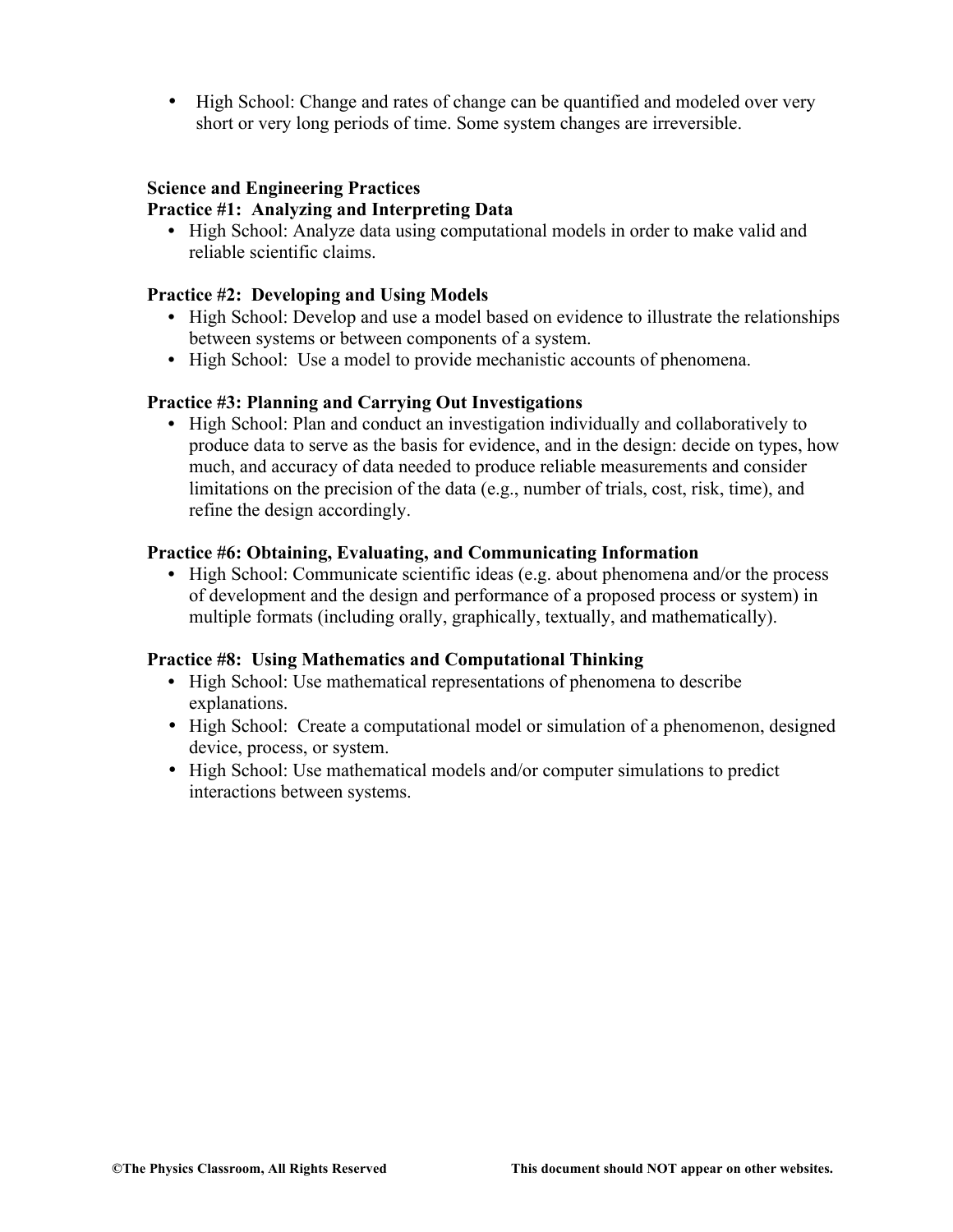- High School: Change and rates of change can be quantified and modeled over very short or very long periods of time. Some system changes are irreversible.

**Science and Engineering Practices**

**Practice #1: Analyzing and Interpreting Data**

- High School: Analyze data using computational models in order to make valid and reliable scientific claims.

**Practice #2: Developing and Using Models**

- High School: Develop and use a model based on evidence to illustrate the relationships between systems or between components of a system.
- High School: Use a model to provide mechanistic accounts of phenomena.

**Practice #3: Planning and Carrying Out Investigations**

- High School: Plan and conduct an investigation individually and collaboratively to produce data to serve as the basis for evidence, and in the design: decide on types, how much, and accuracy of data needed to produce reliable measurements and consider limitations on the precision of the data (e.g., number of trials, cost, risk, time), and refine the design accordingly.

**Practice #6: Obtaining, Evaluating, and Communicating Information**

- High School: Communicate scientific ideas (e.g. about phenomena and/or the process of development and the design and performance of a proposed process or system) in multiple formats (including orally, graphically, textually, and mathematically).

**Practice #8: Using Mathematics and Computational Thinking**

- High School: Use mathematical representations of phenomena to describe explanations.
- High School: Create a computational model or simulation of a phenomenon, designed device, process, or system.
- High School: Use mathematical models and/or computer simulations to predict interactions between systems.